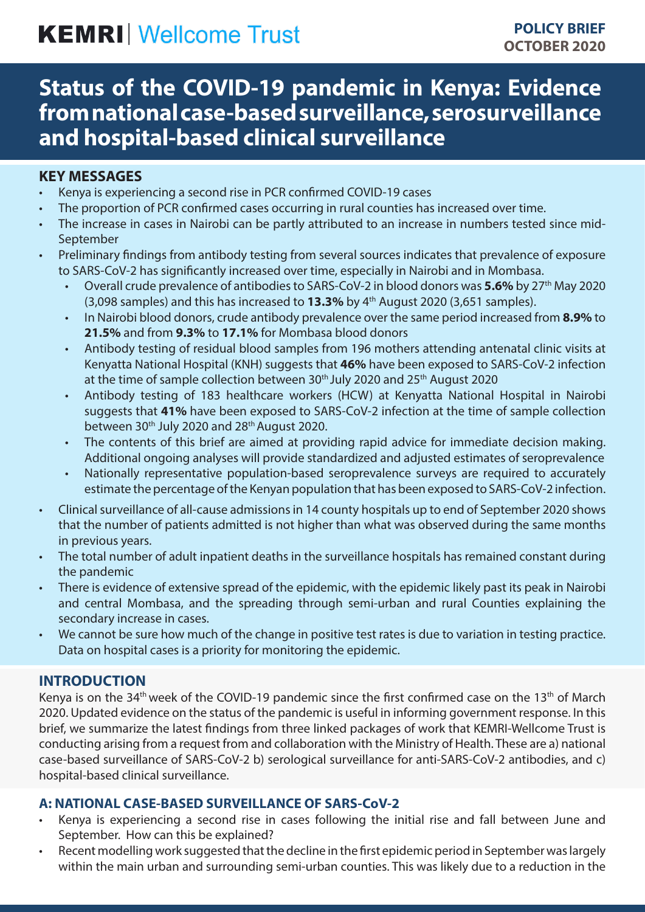**KEMRI** | Wellcome Trust

**POLICY BRIEF**
**OCTOBER 2020**

# Status of the COVID-19 pandemic in Kenya: Evidence from national case-based surveillance, serosurveillance and hospital-based clinical surveillance

## KEY MESSAGES

- Kenya is experiencing a second rise in PCR confirmed COVID-19 cases
- The proportion of PCR confirmed cases occurring in rural counties has increased over time.
- The increase in cases in Nairobi can be partly attributed to an increase in numbers tested since mid-September
- Preliminary findings from antibody testing from several sources indicates that prevalence of exposure to SARS-CoV-2 has significantly increased over time, especially in Nairobi and in Mombasa.
  - Overall crude prevalence of antibodies to SARS-CoV-2 in blood donors was **5.6%** by 27th May 2020 (3,098 samples) and this has increased to **13.3%** by 4th August 2020 (3,651 samples).
  - In Nairobi blood donors, crude antibody prevalence over the same period increased from **8.9%** to **21.5%** and from **9.3%** to **17.1%** for Mombasa blood donors
  - Antibody testing of residual blood samples from 196 mothers attending antenatal clinic visits at Kenyatta National Hospital (KNH) suggests that **46%** have been exposed to SARS-CoV-2 infection at the time of sample collection between 30th July 2020 and 25th August 2020
  - Antibody testing of 183 healthcare workers (HCW) at Kenyatta National Hospital in Nairobi suggests that **41%** have been exposed to SARS-CoV-2 infection at the time of sample collection between 30th July 2020 and 28th August 2020.
  - The contents of this brief are aimed at providing rapid advice for immediate decision making. Additional ongoing analyses will provide standardized and adjusted estimates of seroprevalence
  - Nationally representative population-based seroprevalence surveys are required to accurately estimate the percentage of the Kenyan population that has been exposed to SARS-CoV-2 infection.
- Clinical surveillance of all-cause admissions in 14 county hospitals up to end of September 2020 shows that the number of patients admitted is not higher than what was observed during the same months in previous years.
- The total number of adult inpatient deaths in the surveillance hospitals has remained constant during the pandemic
- There is evidence of extensive spread of the epidemic, with the epidemic likely past its peak in Nairobi and central Mombasa, and the spreading through semi-urban and rural Counties explaining the secondary increase in cases.
- We cannot be sure how much of the change in positive test rates is due to variation in testing practice. Data on hospital cases is a priority for monitoring the epidemic.

## INTRODUCTION

Kenya is on the 34th week of the COVID-19 pandemic since the first confirmed case on the 13th of March 2020. Updated evidence on the status of the pandemic is useful in informing government response. In this brief, we summarize the latest findings from three linked packages of work that KEMRI-Wellcome Trust is conducting arising from a request from and collaboration with the Ministry of Health. These are a) national case-based surveillance of SARS-CoV-2 b) serological surveillance for anti-SARS-CoV-2 antibodies, and c) hospital-based clinical surveillance.

## A: NATIONAL CASE-BASED SURVEILLANCE OF SARS-CoV-2

- Kenya is experiencing a second rise in cases following the initial rise and fall between June and September. How can this be explained?
- Recent modelling work suggested that the decline in the first epidemic period in September was largely within the main urban and surrounding semi-urban counties. This was likely due to a reduction in the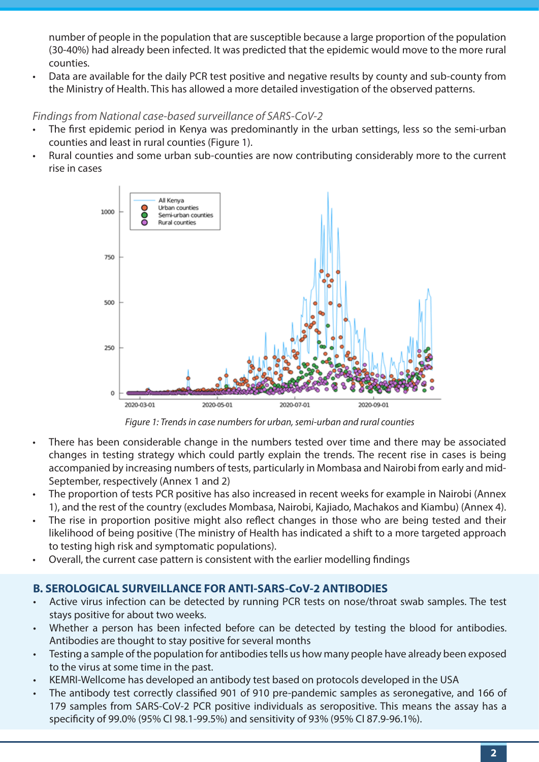number of people in the population that are susceptible because a large proportion of the population (30-40%) had already been infected. It was predicted that the epidemic would move to the more rural counties.

- Data are available for the daily PCR test positive and negative results by county and sub-county from the Ministry of Health. This has allowed a more detailed investigation of the observed patterns.

*Findings from National case-based surveillance of SARS-CoV-2*

- The first epidemic period in Kenya was predominantly in the urban settings, less so the semi-urban counties and least in rural counties (Figure 1).
- Rural counties and some urban sub-counties are now contributing considerably more to the current rise in cases

*Figure 1: Trends in case numbers for urban, semi-urban and rural counties*

- There has been considerable change in the numbers tested over time and there may be associated changes in testing strategy which could partly explain the trends. The recent rise in cases is being accompanied by increasing numbers of tests, particularly in Mombasa and Nairobi from early and mid-September, respectively (Annex 1 and 2)
- The proportion of tests PCR positive has also increased in recent weeks for example in Nairobi (Annex 1), and the rest of the country (excludes Mombasa, Nairobi, Kajiado, Machakos and Kiambu) (Annex 4).
- The rise in proportion positive might also reflect changes in those who are being tested and their likelihood of being positive (The ministry of Health has indicated a shift to a more targeted approach to testing high risk and symptomatic populations).
- Overall, the current case pattern is consistent with the earlier modelling findings

## B. SEROLOGICAL SURVEILLANCE FOR ANTI-SARS-CoV-2 ANTIBODIES

- Active virus infection can be detected by running PCR tests on nose/throat swab samples. The test stays positive for about two weeks.
- Whether a person has been infected before can be detected by testing the blood for antibodies. Antibodies are thought to stay positive for several months
- Testing a sample of the population for antibodies tells us how many people have already been exposed to the virus at some time in the past.
- KEMRI-Wellcome has developed an antibody test based on protocols developed in the USA
- The antibody test correctly classified 901 of 910 pre-pandemic samples as seronegative, and 166 of 179 samples from SARS-CoV-2 PCR positive individuals as seropositive. This means the assay has a specificity of 99.0% (95% CI 98.1-99.5%) and sensitivity of 93% (95% CI 87.9-96.1%).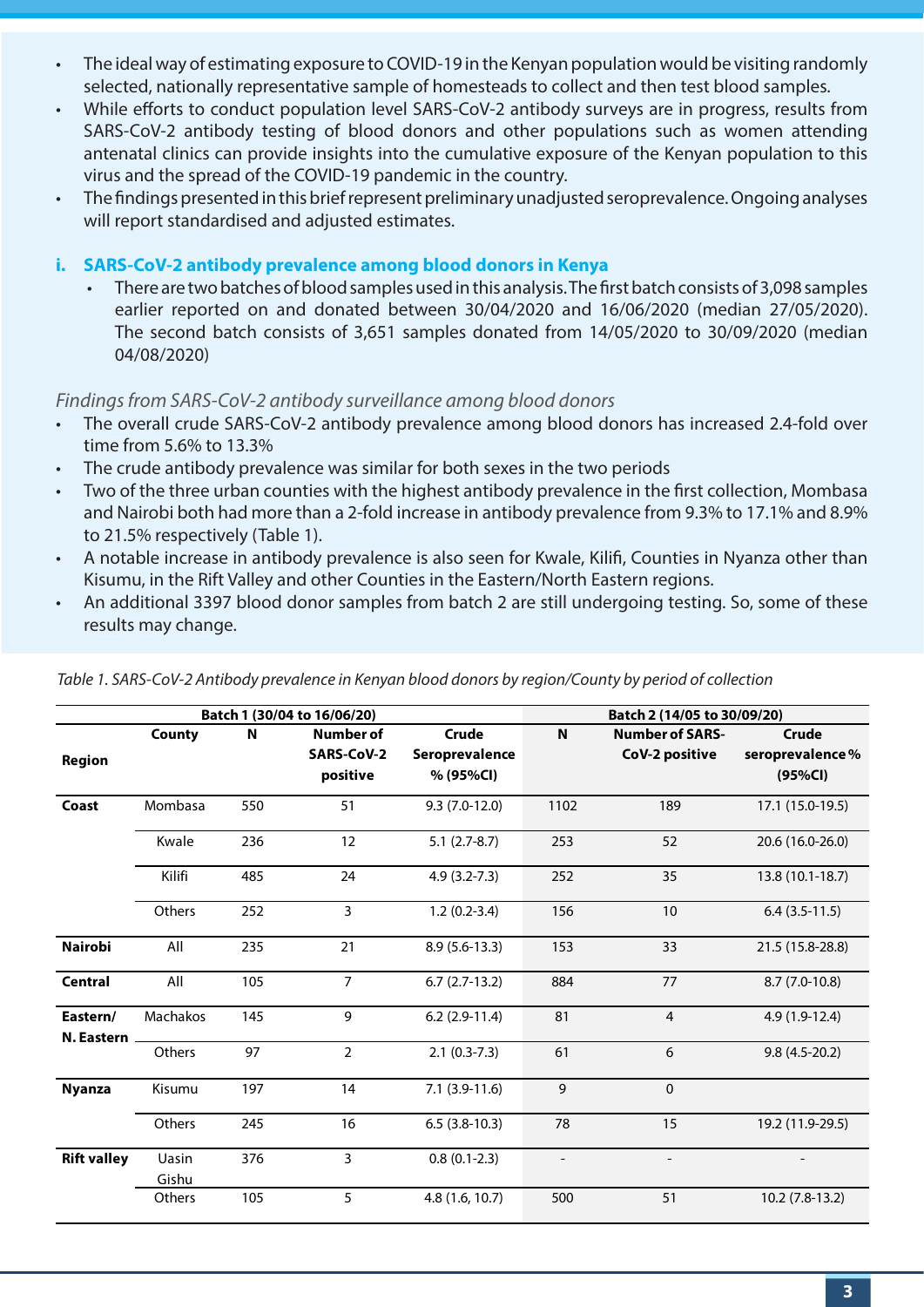- The ideal way of estimating exposure to COVID-19 in the Kenyan population would be visiting randomly selected, nationally representative sample of homesteads to collect and then test blood samples.
- While efforts to conduct population level SARS-CoV-2 antibody surveys are in progress, results from SARS-CoV-2 antibody testing of blood donors and other populations such as women attending antenatal clinics can provide insights into the cumulative exposure of the Kenyan population to this virus and the spread of the COVID-19 pandemic in the country.
- The findings presented in this brief represent preliminary unadjusted seroprevalence. Ongoing analyses will report standardised and adjusted estimates.

## i. SARS-CoV-2 antibody prevalence among blood donors in Kenya

- There are two batches of blood samples used in this analysis. The first batch consists of 3,098 samples earlier reported on and donated between 30/04/2020 and 16/06/2020 (median 27/05/2020). The second batch consists of 3,651 samples donated from 14/05/2020 to 30/09/2020 (median 04/08/2020)

*Findings from SARS-CoV-2 antibody surveillance among blood donors*

- The overall crude SARS-CoV-2 antibody prevalence among blood donors has increased 2.4-fold over time from 5.6% to 13.3%
- The crude antibody prevalence was similar for both sexes in the two periods
- Two of the three urban counties with the highest antibody prevalence in the first collection, Mombasa and Nairobi both had more than a 2-fold increase in antibody prevalence from 9.3% to 17.1% and 8.9% to 21.5% respectively (Table 1).
- A notable increase in antibody prevalence is also seen for Kwale, Kilifi, Counties in Nyanza other than Kisumu, in the Rift Valley and other Counties in the Eastern/North Eastern regions.
- An additional 3397 blood donor samples from batch 2 are still undergoing testing. So, some of these results may change.

*Table 1. SARS-CoV-2 Antibody prevalence in Kenyan blood donors by region/County by period of collection*

| | Batch 1 (30/04 to 16/06/20) | | | | Batch 2 (14/05 to 30/09/20) | | |
|---|---|---|---|---|---|---|---|
| Region | County | N | Number of SARS-CoV-2 positive | Crude Seroprevalence % (95%CI) | N | Number of SARS-CoV-2 positive | Crude seroprevalence % (95%CI) |
| Coast | Mombasa | 550 | 51 | 9.3 (7.0-12.0) | 1102 | 189 | 17.1 (15.0-19.5) |
| | Kwale | 236 | 12 | 5.1 (2.7-8.7) | 253 | 52 | 20.6 (16.0-26.0) |
| | Kilifi | 485 | 24 | 4.9 (3.2-7.3) | 252 | 35 | 13.8 (10.1-18.7) |
| | Others | 252 | 3 | 1.2 (0.2-3.4) | 156 | 10 | 6.4 (3.5-11.5) |
| Nairobi | All | 235 | 21 | 8.9 (5.6-13.3) | 153 | 33 | 21.5 (15.8-28.8) |
| Central | All | 105 | 7 | 6.7 (2.7-13.2) | 884 | 77 | 8.7 (7.0-10.8) |
| Eastern/ N. Eastern | Machakos | 145 | 9 | 6.2 (2.9-11.4) | 81 | 4 | 4.9 (1.9-12.4) |
| | Others | 97 | 2 | 2.1 (0.3-7.3) | 61 | 6 | 9.8 (4.5-20.2) |
| Nyanza | Kisumu | 197 | 14 | 7.1 (3.9-11.6) | 9 | 0 | |
| | Others | 245 | 16 | 6.5 (3.8-10.3) | 78 | 15 | 19.2 (11.9-29.5) |
| Rift valley | Uasin Gishu | 376 | 3 | 0.8 (0.1-2.3) | - | - | - |
| | Others | 105 | 5 | 4.8 (1.6, 10.7) | 500 | 51 | 10.2 (7.8-13.2) |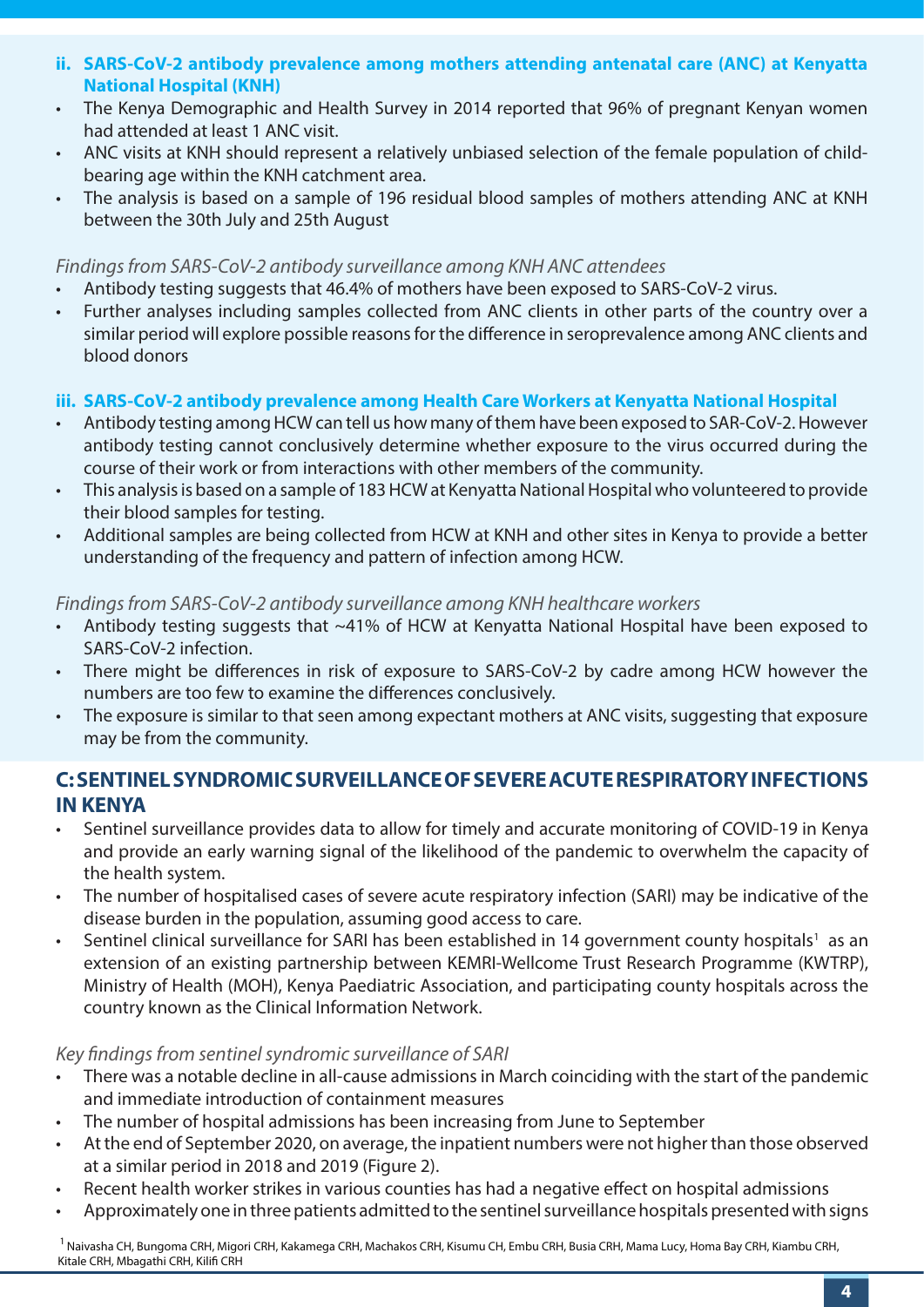### ii. SARS-CoV-2 antibody prevalence among mothers attending antenatal care (ANC) at Kenyatta National Hospital (KNH)

- The Kenya Demographic and Health Survey in 2014 reported that 96% of pregnant Kenyan women had attended at least 1 ANC visit.
- ANC visits at KNH should represent a relatively unbiased selection of the female population of child-bearing age within the KNH catchment area.
- The analysis is based on a sample of 196 residual blood samples of mothers attending ANC at KNH between the 30th July and 25th August

*Findings from SARS-CoV-2 antibody surveillance among KNH ANC attendees*

- Antibody testing suggests that 46.4% of mothers have been exposed to SARS-CoV-2 virus.
- Further analyses including samples collected from ANC clients in other parts of the country over a similar period will explore possible reasons for the difference in seroprevalence among ANC clients and blood donors

### iii. SARS-CoV-2 antibody prevalence among Health Care Workers at Kenyatta National Hospital

- Antibody testing among HCW can tell us how many of them have been exposed to SAR-CoV-2. However antibody testing cannot conclusively determine whether exposure to the virus occurred during the course of their work or from interactions with other members of the community.
- This analysis is based on a sample of 183 HCW at Kenyatta National Hospital who volunteered to provide their blood samples for testing.
- Additional samples are being collected from HCW at KNH and other sites in Kenya to provide a better understanding of the frequency and pattern of infection among HCW.

*Findings from SARS-CoV-2 antibody surveillance among KNH healthcare workers*

- Antibody testing suggests that ~41% of HCW at Kenyatta National Hospital have been exposed to SARS-CoV-2 infection.
- There might be differences in risk of exposure to SARS-CoV-2 by cadre among HCW however the numbers are too few to examine the differences conclusively.
- The exposure is similar to that seen among expectant mothers at ANC visits, suggesting that exposure may be from the community.

## C: SENTINEL SYNDROMIC SURVEILLANCE OF SEVERE ACUTE RESPIRATORY INFECTIONS IN KENYA

- Sentinel surveillance provides data to allow for timely and accurate monitoring of COVID-19 in Kenya and provide an early warning signal of the likelihood of the pandemic to overwhelm the capacity of the health system.
- The number of hospitalised cases of severe acute respiratory infection (SARI) may be indicative of the disease burden in the population, assuming good access to care.
- Sentinel clinical surveillance for SARI has been established in 14 government county hospitals[1] as an extension of an existing partnership between KEMRI-Wellcome Trust Research Programme (KWTRP), Ministry of Health (MOH), Kenya Paediatric Association, and participating county hospitals across the country known as the Clinical Information Network.

*Key findings from sentinel syndromic surveillance of SARI*

- There was a notable decline in all-cause admissions in March coinciding with the start of the pandemic and immediate introduction of containment measures
- The number of hospital admissions has been increasing from June to September
- At the end of September 2020, on average, the inpatient numbers were not higher than those observed at a similar period in 2018 and 2019 (Figure 2).
- Recent health worker strikes in various counties has had a negative effect on hospital admissions
- Approximately one in three patients admitted to the sentinel surveillance hospitals presented with signs

[1] Naivasha CH, Bungoma CRH, Migori CRH, Kakamega CRH, Machakos CRH, Kisumu CH, Embu CRH, Busia CRH, Mama Lucy, Homa Bay CRH, Kiambu CRH, Kitale CRH, Mbagathi CRH, Kilifi CRH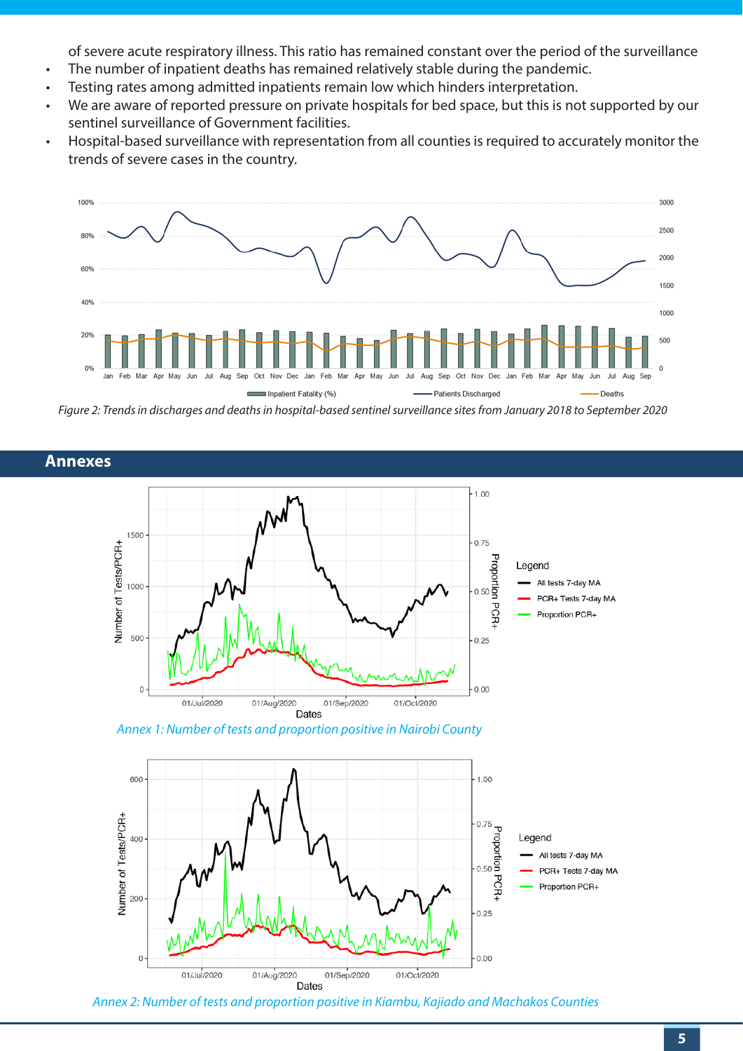of severe acute respiratory illness. This ratio has remained constant over the period of the surveillance

- The number of inpatient deaths has remained relatively stable during the pandemic.
- Testing rates among admitted inpatients remain low which hinders interpretation.
- We are aware of reported pressure on private hospitals for bed space, but this is not supported by our sentinel surveillance of Government facilities.
- Hospital-based surveillance with representation from all counties is required to accurately monitor the trends of severe cases in the country.

*Figure 2: Trends in discharges and deaths in hospital-based sentinel surveillance sites from January 2018 to September 2020*

## Annexes

*Annex 1: Number of tests and proportion positive in Nairobi County*

*Annex 2: Number of tests and proportion positive in Kiambu, Kajiado and Machakos Counties*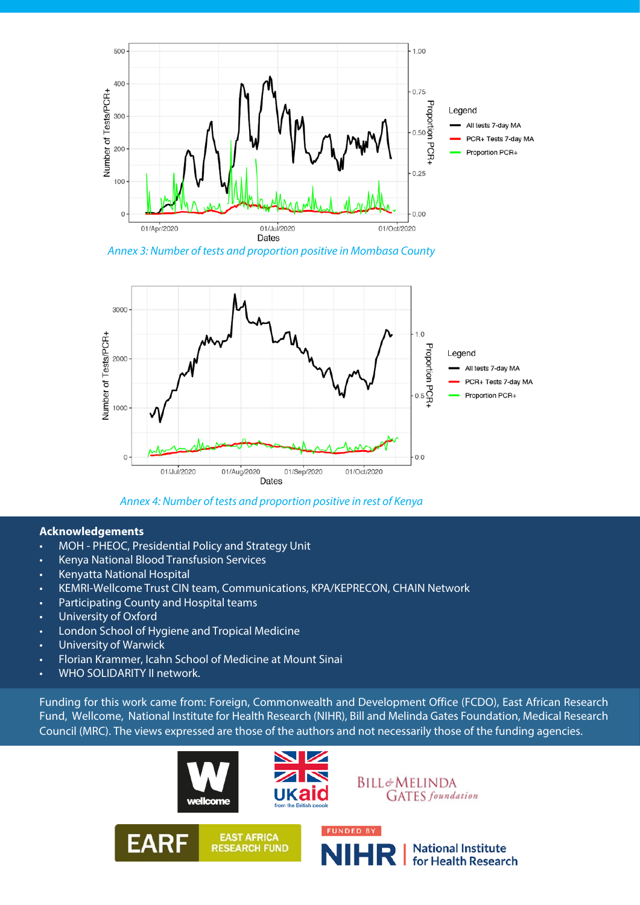500
400
300
200
100
0
Number of Tests/PCR+
1.00
0.75
0.50
0.25
0.00
Proportion PCR+
01/Apr/2020
01/Jul/2020
01/Oct/2020
Dates

Legend
All tests 7-day MA
PCR+ Tests 7-day MA
Proportion PCR+

*Annex 3: Number of tests and proportion positive in Mombasa County*

3000
2000
1000
0
Number of Tests/PCR+
1.0
0.5
0.0
Proportion PCR+
01/Jul/2020
01/Aug/2020
01/Sep/2020
01/Oct/2020
Dates

Legend
All tests 7-day MA
PCR+ Tests 7-day MA
Proportion PCR+

*Annex 4: Number of tests and proportion positive in rest of Kenya*

**Acknowledgements**

- MOH - PHEOC, Presidential Policy and Strategy Unit
- Kenya National Blood Transfusion Services
- Kenyatta National Hospital
- KEMRI-Wellcome Trust CIN team, Communications, KPA/KEPRECON, CHAIN Network
- Participating County and Hospital teams
- University of Oxford
- London School of Hygiene and Tropical Medicine
- University of Warwick
- Florian Krammer, Icahn School of Medicine at Mount Sinai
- WHO SOLIDARITY II network.

Funding for this work came from: Foreign, Commonwealth and Development Office (FCDO), East African Research Fund, Wellcome, National Institute for Health Research (NIHR), Bill and Melinda Gates Foundation, Medical Research Council (MRC). The views expressed are those of the authors and not necessarily those of the funding agencies.

wellcome

UKaid from the British people

BILL & MELINDA GATES foundation

EARF EAST AFRICA RESEARCH FUND

FUNDED BY NIHR | National Institute for Health Research